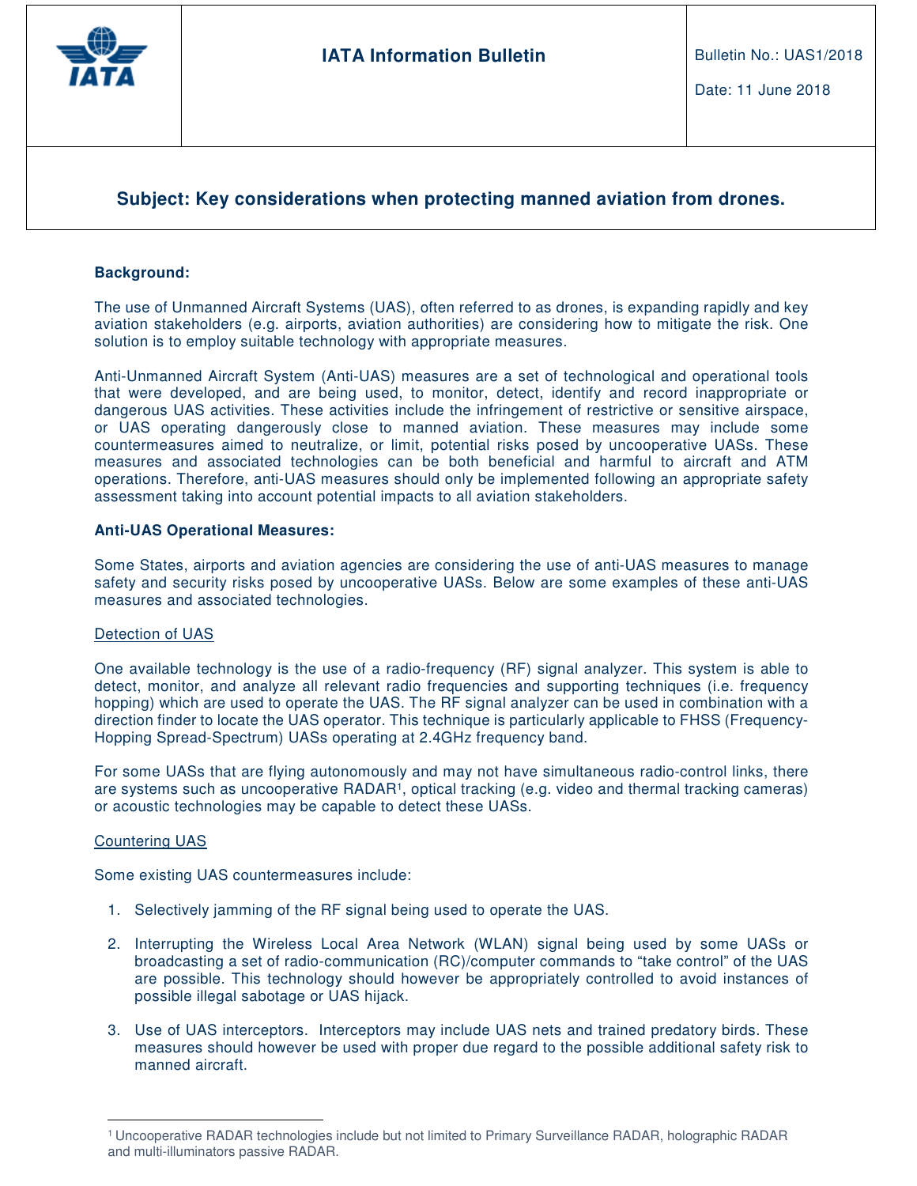| IATA | **IATA Information Bulletin** | Bulletin No.: UAS1/2018<br><br>Date: 11 June 2018 |
| --- | --- | --- |

## Subject: Key considerations when protecting manned aviation from drones.

**Background:**

The use of Unmanned Aircraft Systems (UAS), often referred to as drones, is expanding rapidly and key aviation stakeholders (e.g. airports, aviation authorities) are considering how to mitigate the risk. One solution is to employ suitable technology with appropriate measures.

Anti-Unmanned Aircraft System (Anti-UAS) measures are a set of technological and operational tools that were developed, and are being used, to monitor, detect, identify and record inappropriate or dangerous UAS activities. These activities include the infringement of restrictive or sensitive airspace, or UAS operating dangerously close to manned aviation. These measures may include some countermeasures aimed to neutralize, or limit, potential risks posed by uncooperative UASs. These measures and associated technologies can be both beneficial and harmful to aircraft and ATM operations. Therefore, anti-UAS measures should only be implemented following an appropriate safety assessment taking into account potential impacts to all aviation stakeholders.

**Anti-UAS Operational Measures:**

Some States, airports and aviation agencies are considering the use of anti-UAS measures to manage safety and security risks posed by uncooperative UASs. Below are some examples of these anti-UAS measures and associated technologies.

<u>Detection of UAS</u>

One available technology is the use of a radio-frequency (RF) signal analyzer. This system is able to detect, monitor, and analyze all relevant radio frequencies and supporting techniques (i.e. frequency hopping) which are used to operate the UAS. The RF signal analyzer can be used in combination with a direction finder to locate the UAS operator. This technique is particularly applicable to FHSS (Frequency-Hopping Spread-Spectrum) UASs operating at 2.4GHz frequency band.

For some UASs that are flying autonomously and may not have simultaneous radio-control links, there are systems such as uncooperative RADAR[1], optical tracking (e.g. video and thermal tracking cameras) or acoustic technologies may be capable to detect these UASs.

<u>Countering UAS</u>

Some existing UAS countermeasures include:

1. Selectively jamming of the RF signal being used to operate the UAS.
2. Interrupting the Wireless Local Area Network (WLAN) signal being used by some UASs or broadcasting a set of radio-communication (RC)/computer commands to "take control" of the UAS are possible. This technology should however be appropriately controlled to avoid instances of possible illegal sabotage or UAS hijack.
3. Use of UAS interceptors. Interceptors may include UAS nets and trained predatory birds. These measures should however be used with proper due regard to the possible additional safety risk to manned aircraft.

---

[1] Uncooperative RADAR technologies include but not limited to Primary Surveillance RADAR, holographic RADAR and multi-illuminators passive RADAR.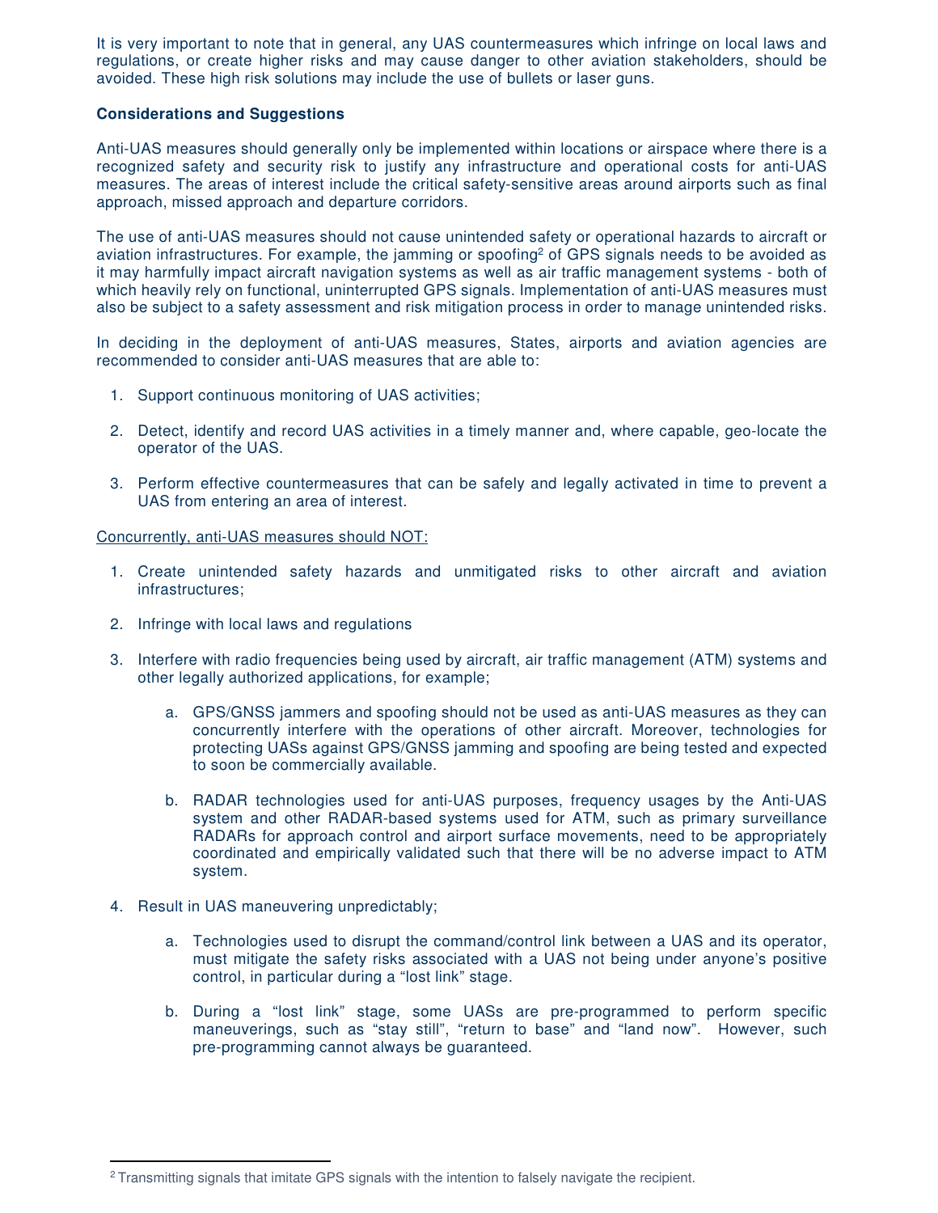It is very important to note that in general, any UAS countermeasures which infringe on local laws and regulations, or create higher risks and may cause danger to other aviation stakeholders, should be avoided. These high risk solutions may include the use of bullets or laser guns.

**Considerations and Suggestions**

Anti-UAS measures should generally only be implemented within locations or airspace where there is a recognized safety and security risk to justify any infrastructure and operational costs for anti-UAS measures. The areas of interest include the critical safety-sensitive areas around airports such as final approach, missed approach and departure corridors.

The use of anti-UAS measures should not cause unintended safety or operational hazards to aircraft or aviation infrastructures. For example, the jamming or spoofing[2] of GPS signals needs to be avoided as it may harmfully impact aircraft navigation systems as well as air traffic management systems - both of which heavily rely on functional, uninterrupted GPS signals. Implementation of anti-UAS measures must also be subject to a safety assessment and risk mitigation process in order to manage unintended risks.

In deciding in the deployment of anti-UAS measures, States, airports and aviation agencies are recommended to consider anti-UAS measures that are able to:

1. Support continuous monitoring of UAS activities;

2. Detect, identify and record UAS activities in a timely manner and, where capable, geo-locate the operator of the UAS.

3. Perform effective countermeasures that can be safely and legally activated in time to prevent a UAS from entering an area of interest.

<u>Concurrently, anti-UAS measures should NOT:</u>

1. Create unintended safety hazards and unmitigated risks to other aircraft and aviation infrastructures;

2. Infringe with local laws and regulations

3. Interfere with radio frequencies being used by aircraft, air traffic management (ATM) systems and other legally authorized applications, for example;

   a. GPS/GNSS jammers and spoofing should not be used as anti-UAS measures as they can concurrently interfere with the operations of other aircraft. Moreover, technologies for protecting UASs against GPS/GNSS jamming and spoofing are being tested and expected to soon be commercially available.

   b. RADAR technologies used for anti-UAS purposes, frequency usages by the Anti-UAS system and other RADAR-based systems used for ATM, such as primary surveillance RADARs for approach control and airport surface movements, need to be appropriately coordinated and empirically validated such that there will be no adverse impact to ATM system.

4. Result in UAS maneuvering unpredictably;

   a. Technologies used to disrupt the command/control link between a UAS and its operator, must mitigate the safety risks associated with a UAS not being under anyone's positive control, in particular during a "lost link" stage.

   b. During a "lost link" stage, some UASs are pre-programmed to perform specific maneuverings, such as "stay still", "return to base" and "land now". However, such pre-programming cannot always be guaranteed.

[2] Transmitting signals that imitate GPS signals with the intention to falsely navigate the recipient.